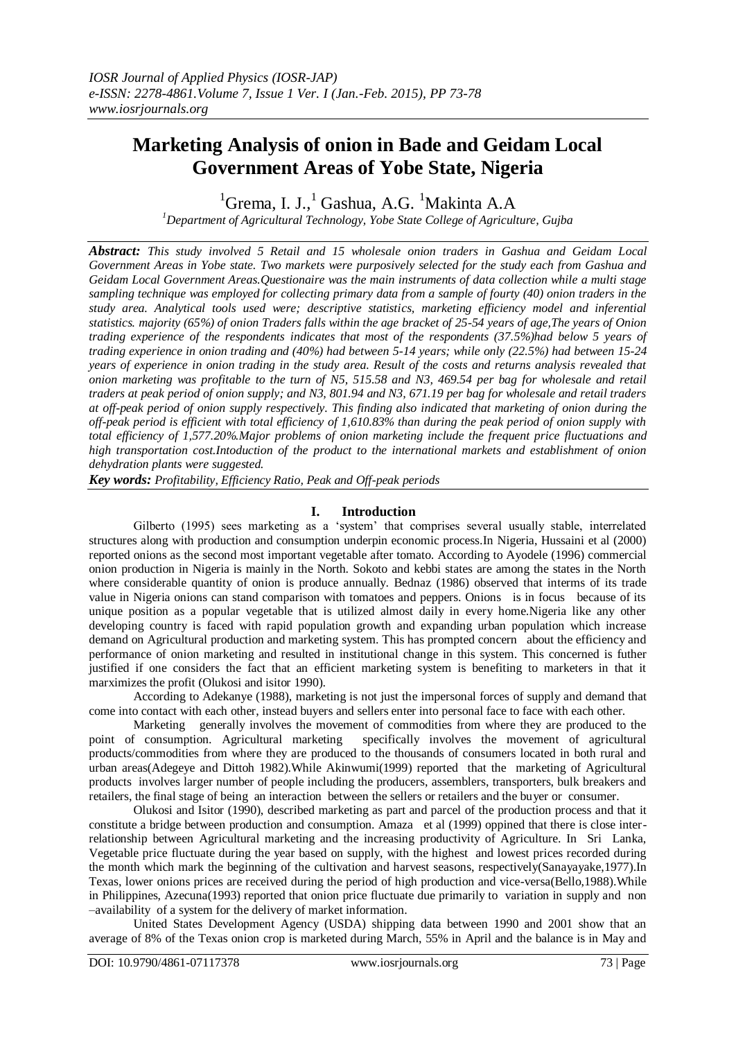# Marketing Analysis of onion in Bade and Geidam Local Government Areas of Yobe State, Nigeria

[1]Grema, I. J.,[1] Gashua, A.G. [1]Makinta A.A

[1]*Department of Agricultural Technology, Yobe State College of Agriculture, Gujba*

***Abstract:*** *This study involved 5 Retail and 15 wholesale onion traders in Gashua and Geidam Local Government Areas in Yobe state. Two markets were purposively selected for the study each from Gashua and Geidam Local Government Areas.Questionaire was the main instruments of data collection while a multi stage sampling technique was employed for collecting primary data from a sample of fourty (40) onion traders in the study area. Analytical tools used were; descriptive statistics, marketing efficiency model and inferential statistics. majority (65%) of onion Traders falls within the age bracket of 25-54 years of age,The years of Onion trading experience of the respondents indicates that most of the respondents (37.5%)had below 5 years of trading experience in onion trading and (40%) had between 5-14 years; while only (22.5%) had between 15-24 years of experience in onion trading in the study area. Result of the costs and returns analysis revealed that onion marketing was profitable to the turn of N5, 515.58 and N3, 469.54 per bag for wholesale and retail traders at peak period of onion supply; and N3, 801.94 and N3, 671.19 per bag for wholesale and retail traders at off-peak period of onion supply respectively. This finding also indicated that marketing of onion during the off-peak period is efficient with total efficiency of 1,610.83% than during the peak period of onion supply with total efficiency of 1,577.20%.Major problems of onion marketing include the frequent price fluctuations and high transportation cost.Intoduction of the product to the international markets and establishment of onion dehydration plants were suggested.*

***Key words:*** *Profitability, Efficiency Ratio, Peak and Off-peak periods*

## I. Introduction

Gilberto (1995) sees marketing as a 'system' that comprises several usually stable, interrelated structures along with production and consumption underpin economic process.In Nigeria, Hussaini et al (2000) reported onions as the second most important vegetable after tomato. According to Ayodele (1996) commercial onion production in Nigeria is mainly in the North. Sokoto and kebbi states are among the states in the North where considerable quantity of onion is produce annually. Bednaz (1986) observed that interms of its trade value in Nigeria onions can stand comparison with tomatoes and peppers. Onions is in focus because of its unique position as a popular vegetable that is utilized almost daily in every home.Nigeria like any other developing country is faced with rapid population growth and expanding urban population which increase demand on Agricultural production and marketing system. This has prompted concern about the efficiency and performance of onion marketing and resulted in institutional change in this system. This concerned is futher justified if one considers the fact that an efficient marketing system is benefiting to marketers in that it marximizes the profit (Olukosi and isitor 1990).

According to Adekanye (1988), marketing is not just the impersonal forces of supply and demand that come into contact with each other, instead buyers and sellers enter into personal face to face with each other.

Marketing generally involves the movement of commodities from where they are produced to the point of consumption. Agricultural marketing specifically involves the movement of agricultural products/commodities from where they are produced to the thousands of consumers located in both rural and urban areas(Adegeye and Dittoh 1982).While Akinwumi(1999) reported that the marketing of Agricultural products involves larger number of people including the producers, assemblers, transporters, bulk breakers and retailers, the final stage of being an interaction between the sellers or retailers and the buyer or consumer.

Olukosi and Isitor (1990), described marketing as part and parcel of the production process and that it constitute a bridge between production and consumption. Amaza et al (1999) oppined that there is close inter-relationship between Agricultural marketing and the increasing productivity of Agriculture. In Sri Lanka, Vegetable price fluctuate during the year based on supply, with the highest and lowest prices recorded during the month which mark the beginning of the cultivation and harvest seasons, respectively(Sanayayake,1977).In Texas, lower onions prices are received during the period of high production and vice-versa(Bello,1988).While in Philippines, Azecuna(1993) reported that onion price fluctuate due primarily to variation in supply and non –availability of a system for the delivery of market information.

United States Development Agency (USDA) shipping data between 1990 and 2001 show that an average of 8% of the Texas onion crop is marketed during March, 55% in April and the balance is in May and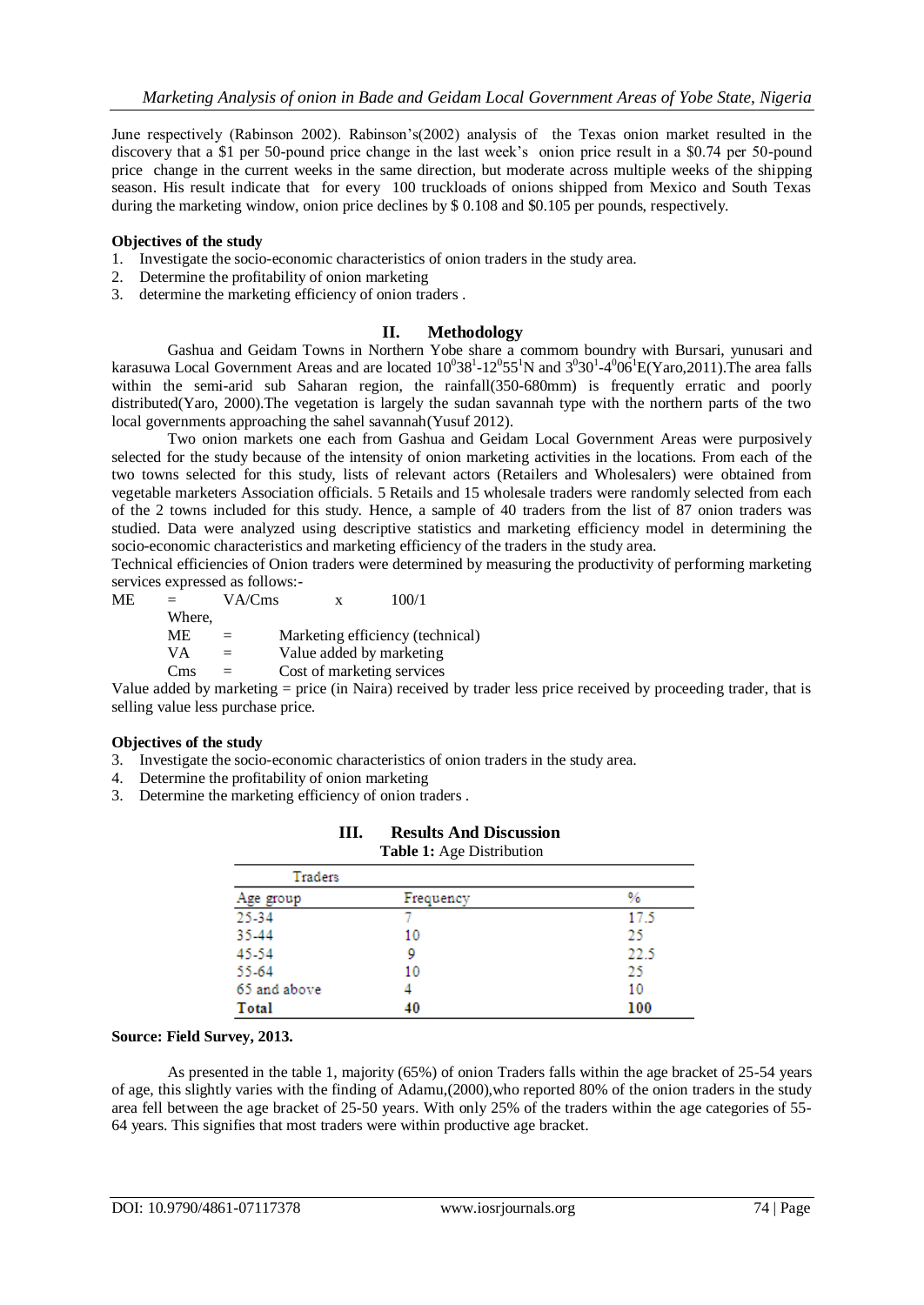June respectively (Rabinson 2002). Rabinson's(2002) analysis of the Texas onion market resulted in the discovery that a \$1 per 50-pound price change in the last week's onion price result in a \$0.74 per 50-pound price change in the current weeks in the same direction, but moderate across multiple weeks of the shipping season. His result indicate that for every 100 truckloads of onions shipped from Mexico and South Texas during the marketing window, onion price declines by \$ 0.108 and \$0.105 per pounds, respectively.

**Objectives of the study**

1. Investigate the socio-economic characteristics of onion traders in the study area.
2. Determine the profitability of onion marketing
3. determine the marketing efficiency of onion traders .

## II. Methodology

Gashua and Geidam Towns in Northern Yobe share a commom boundry with Bursari, yunusari and karasuwa Local Government Areas and are located $10^{0}38^{1}$-$12^{0}55^{1}$N and $3^{0}30^{1}$-$4^{0}06^{1}$E(Yaro,2011).The area falls within the semi-arid sub Saharan region, the rainfall(350-680mm) is frequently erratic and poorly distributed(Yaro, 2000).The vegetation is largely the sudan savannah type with the northern parts of the two local governments approaching the sahel savannah(Yusuf 2012).

Two onion markets one each from Gashua and Geidam Local Government Areas were purposively selected for the study because of the intensity of onion marketing activities in the locations. From each of the two towns selected for this study, lists of relevant actors (Retailers and Wholesalers) were obtained from vegetable marketers Association officials. 5 Retails and 15 wholesale traders were randomly selected from each of the 2 towns included for this study. Hence, a sample of 40 traders from the list of 87 onion traders was studied. Data were analyzed using descriptive statistics and marketing efficiency model in determining the socio-economic characteristics and marketing efficiency of the traders in the study area.

Technical efficiencies of Onion traders were determined by measuring the productivity of performing marketing services expressed as follows:-

$$ME = VA/Cms \quad x \quad 100/1$$

Where,

ME = Marketing efficiency (technical)

VA = Value added by marketing

Cms = Cost of marketing services

Value added by marketing = price (in Naira) received by trader less price received by proceeding trader, that is selling value less purchase price.

**Objectives of the study**

3. Investigate the socio-economic characteristics of onion traders in the study area.
4. Determine the profitability of onion marketing
3. Determine the marketing efficiency of onion traders .

## III. Results And Discussion

**Table 1:** Age Distribution

| Traders | | |
|---|---|---|
| Age group | Frequency | % |
| 25-34 | 7 | 17.5 |
| 35-44 | 10 | 25 |
| 45-54 | 9 | 22.5 |
| 55-64 | 10 | 25 |
| 65 and above | 4 | 10 |
| **Total** | **40** | **100** |

**Source: Field Survey, 2013.**

As presented in the table 1, majority (65%) of onion Traders falls within the age bracket of 25-54 years of age, this slightly varies with the finding of Adamu,(2000),who reported 80% of the onion traders in the study area fell between the age bracket of 25-50 years. With only 25% of the traders within the age categories of 55-64 years. This signifies that most traders were within productive age bracket.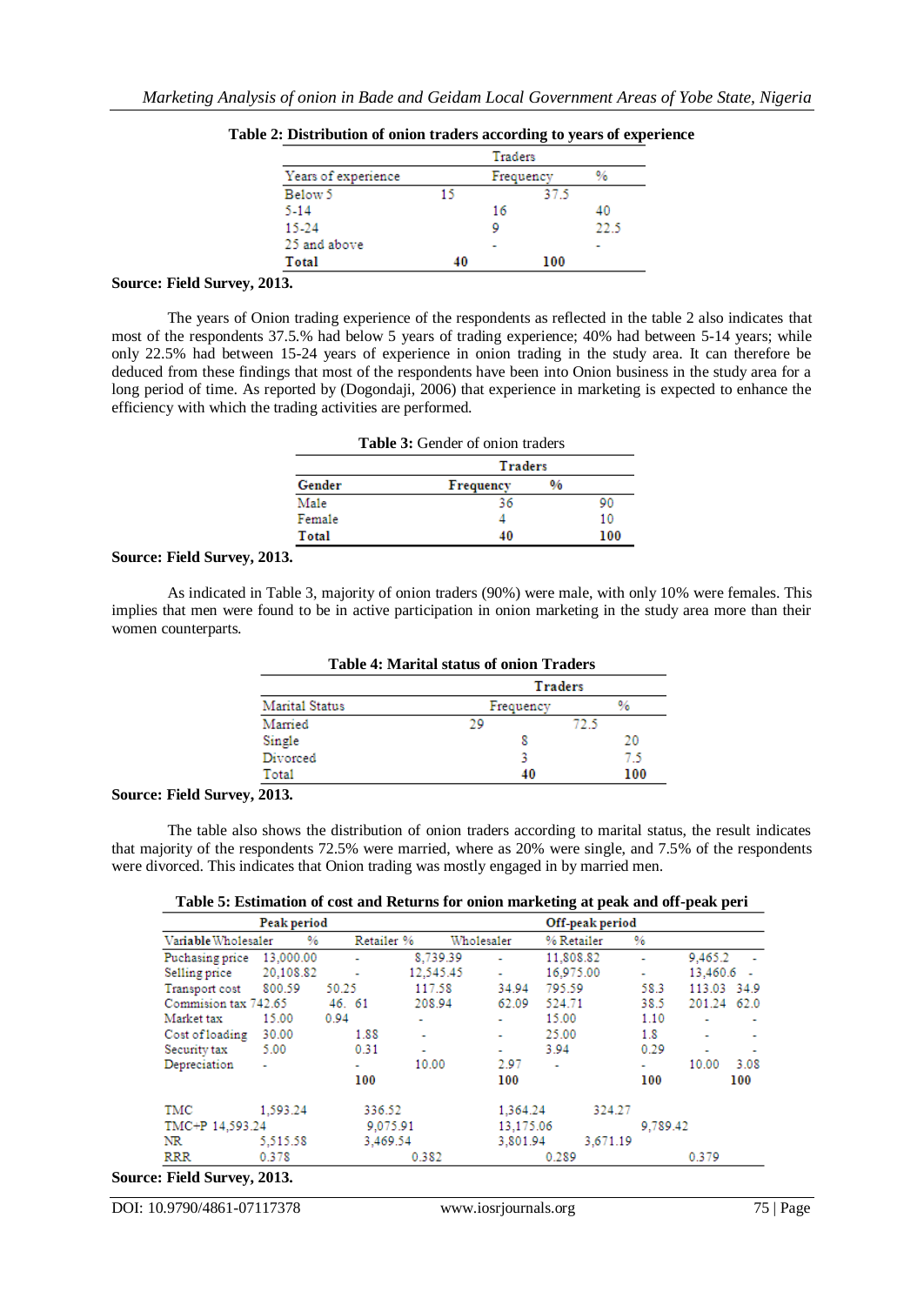**Table 2: Distribution of onion traders according to years of experience**

| Years of experience | Traders | |
|---|---|---|
| | Frequency | % |
| Below 5 | 15 | 37.5 |
| 5-14 | 16 | 40 |
| 15-24 | 9 | 22.5 |
| 25 and above | - | - |
| **Total** | **40** | **100** |

**Source: Field Survey, 2013.**

The years of Onion trading experience of the respondents as reflected in the table 2 also indicates that most of the respondents 37.5.% had below 5 years of trading experience; 40% had between 5-14 years; while only 22.5% had between 15-24 years of experience in onion trading in the study area. It can therefore be deduced from these findings that most of the respondents have been into Onion business in the study area for a long period of time. As reported by (Dogondaji, 2006) that experience in marketing is expected to enhance the efficiency with which the trading activities are performed.

**Table 3:** Gender of onion traders

| | Traders | |
|---|---|---|
| **Gender** | **Frequency** | **%** |
| Male | 36 | 90 |
| Female | 4 | 10 |
| **Total** | **40** | **100** |

**Source: Field Survey, 2013.**

As indicated in Table 3, majority of onion traders (90%) were male, with only 10% were females. This implies that men were found to be in active participation in onion marketing in the study area more than their women counterparts.

**Table 4: Marital status of onion Traders**

| | Traders | |
|---|---|---|
| Marital Status | Frequency | % |
| Married | 29 | 72.5 |
| Single | 8 | 20 |
| Divorced | 3 | 7.5 |
| Total | **40** | **100** |

**Source: Field Survey, 2013.**

The table also shows the distribution of onion traders according to marital status, the result indicates that majority of the respondents 72.5% were married, where as 20% were single, and 7.5% of the respondents were divorced. This indicates that Onion trading was mostly engaged in by married men.

**Table 5: Estimation of cost and Returns for onion marketing at peak and off-peak peri**

| | Peak period | | | | Off-peak period | | | |
|---|---|---|---|---|---|---|---|---|
| Variable | Wholesaler | % | Retailer | % | Wholesaler | % | Retailer | % |
| Puchasing price | 13,000.00 | - | 8,739.39 | - | 11,808.82 | - | 9,465.2 | - |
| Selling price | 20,108.82 | - | 12,545.45 | - | 16,975.00 | - | 13,460.6 | - |
| Transport cost | 800.59 | 50.25 | 117.58 | 34.94 | 795.59 | 58.3 | 113.03 | 34.9 |
| Commision tax | 742.65 | 46. 61 | 208.94 | 62.09 | 524.71 | 38.5 | 201.24 | 62.0 |
| Market tax | 15.00 | 0.94 | - | - | 15.00 | 1.10 | - | - |
| Cost of loading | 30.00 | 1.88 | - | - | 25.00 | 1.8 | - | - |
| Security tax | 5.00 | 0.31 | - | - | 3.94 | 0.29 | - | - |
| Depreciation | - | - | 10.00 | 2.97 | - | - | 10.00 | 3.08 |
| | | 100 | | 100 | | 100 | | 100 |
| TMC | 1,593.24 | | 336.52 | | 1,364.24 | | 324.27 | |
| TMC+P | 14,593.24 | | 9,075.91 | | 13,175.06 | | 9,789.42 | |
| NR | 5,515.58 | | 3,469.54 | | 3,801.94 | | 3,671.19 | |
| RRR | 0.378 | | 0.382 | | 0.289 | | 0.379 | |

**Source: Field Survey, 2013.**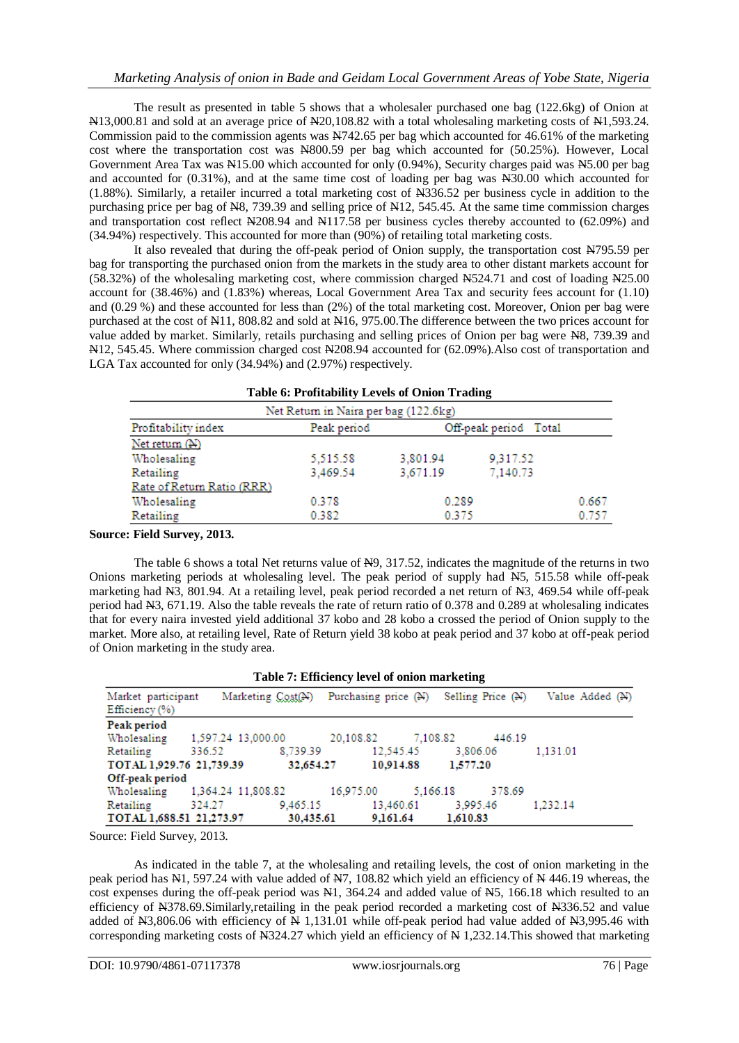The result as presented in table 5 shows that a wholesaler purchased one bag (122.6kg) of Onion at ₦13,000.81 and sold at an average price of ₦20,108.82 with a total wholesaling marketing costs of ₦1,593.24. Commission paid to the commission agents was ₦742.65 per bag which accounted for 46.61% of the marketing cost where the transportation cost was ₦800.59 per bag which accounted for (50.25%). However, Local Government Area Tax was ₦15.00 which accounted for only (0.94%), Security charges paid was ₦5.00 per bag and accounted for (0.31%), and at the same time cost of loading per bag was ₦30.00 which accounted for (1.88%). Similarly, a retailer incurred a total marketing cost of ₦336.52 per business cycle in addition to the purchasing price per bag of ₦8, 739.39 and selling price of ₦12, 545.45. At the same time commission charges and transportation cost reflect ₦208.94 and ₦117.58 per business cycles thereby accounted to (62.09%) and (34.94%) respectively. This accounted for more than (90%) of retailing total marketing costs.

It also revealed that during the off-peak period of Onion supply, the transportation cost ₦795.59 per bag for transporting the purchased onion from the markets in the study area to other distant markets account for (58.32%) of the wholesaling marketing cost, where commission charged ₦524.71 and cost of loading ₦25.00 account for (38.46%) and (1.83%) whereas, Local Government Area Tax and security fees account for (1.10) and (0.29 %) and these accounted for less than (2%) of the total marketing cost. Moreover, Onion per bag were purchased at the cost of ₦11, 808.82 and sold at ₦16, 975.00.The difference between the two prices account for value added by market. Similarly, retails purchasing and selling prices of Onion per bag were ₦8, 739.39 and ₦12, 545.45. Where commission charged cost ₦208.94 accounted for (62.09%).Also cost of transportation and LGA Tax accounted for only (34.94%) and (2.97%) respectively.

**Table 6: Profitability Levels of Onion Trading**

| Net Return in Naira per bag (122.6kg) | | | |
|---|---|---|---|
| Profitability index | Peak period | Off-peak period | Total |
| Net return (₦) | | | |
| Wholesaling | 5,515.58 | 3,801.94 | 9,317.52 |
| Retailing | 3,469.54 | 3,671.19 | 7,140.73 |
| Rate of Return Ratio (RRR) | | | |
| Wholesaling | 0.378 | 0.289 | 0.667 |
| Retailing | 0.382 | 0.375 | 0.757 |

**Source: Field Survey, 2013.**

The table 6 shows a total Net returns value of ₦9, 317.52, indicates the magnitude of the returns in two Onions marketing periods at wholesaling level. The peak period of supply had ₦5, 515.58 while off-peak marketing had ₦3, 801.94. At a retailing level, peak period recorded a net return of ₦3, 469.54 while off-peak period had ₦3, 671.19. Also the table reveals the rate of return ratio of 0.378 and 0.289 at wholesaling indicates that for every naira invested yield additional 37 kobo and 28 kobo a crossed the period of Onion supply to the market. More also, at retailing level, Rate of Return yield 38 kobo at peak period and 37 kobo at off-peak period of Onion marketing in the study area.

**Table 7: Efficiency level of onion marketing**

| Market participant | Marketing Cost(₦) | Purchasing price (₦) | Selling Price (₦) | Value Added (₦) | Efficiency (%) |
|---|---|---|---|---|---|
| **Peak period** | | | | | |
| Wholesaling | 1,597.24 | 13,000.00 | 20,108.82 | 7,108.82 | 446.19 |
| Retailing | 336.52 | 8,739.39 | 12,545.45 | 3,806.06 | 1,131.01 |
| **TOTAL** | **1,929.76** | **21,739.39** | **32,654.27** | **10,914.88** | **1,577.20** |
| **Off-peak period** | | | | | |
| Wholesaling | 1,364.24 | 11,808.82 | 16,975.00 | 5,166.18 | 378.69 |
| Retailing | 324.27 | 9,465.15 | 13,460.61 | 3,995.46 | 1,232.14 |
| **TOTAL** | **1,688.51** | **21,273.97** | **30,435.61** | **9,161.64** | **1,610.83** |

Source: Field Survey, 2013.

As indicated in the table 7, at the wholesaling and retailing levels, the cost of onion marketing in the peak period has ₦1, 597.24 with value added of ₦7, 108.82 which yield an efficiency of ₦ 446.19 whereas, the cost expenses during the off-peak period was ₦1, 364.24 and added value of ₦5, 166.18 which resulted to an efficiency of ₦378.69.Similarly,retailing in the peak period recorded a marketing cost of ₦336.52 and value added of ₦3,806.06 with efficiency of ₦ 1,131.01 while off-peak period had value added of ₦3,995.46 with corresponding marketing costs of ₦324.27 which yield an efficiency of ₦ 1,232.14.This showed that marketing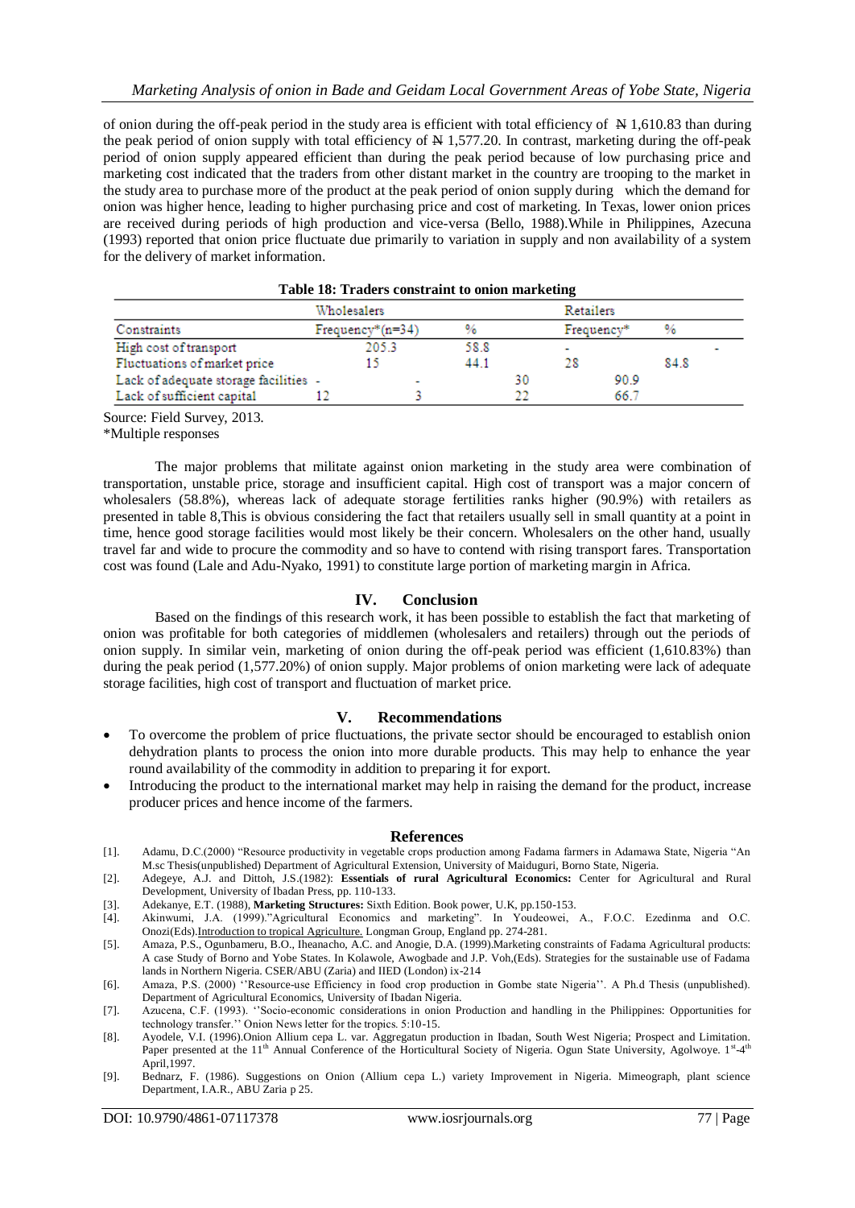of onion during the off-peak period in the study area is efficient with total efficiency of ₦ 1,610.83 than during the peak period of onion supply with total efficiency of ₦ 1,577.20. In contrast, marketing during the off-peak period of onion supply appeared efficient than during the peak period because of low purchasing price and marketing cost indicated that the traders from other distant market in the country are trooping to the market in the study area to purchase more of the product at the peak period of onion supply during which the demand for onion was higher hence, leading to higher purchasing price and cost of marketing. In Texas, lower onion prices are received during periods of high production and vice-versa (Bello, 1988).While in Philippines, Azecuna (1993) reported that onion price fluctuate due primarily to variation in supply and non availability of a system for the delivery of market information.

**Table 18: Traders constraint to onion marketing**

| | Wholesalers | | Retailers | |
|---|---|---|---|---|
| Constraints | Frequency*(n=34) | % | Frequency* | % |
| High cost of transport | 205.3 | 58.8 | - | - |
| Fluctuations of market price | 15 | 44.1 | 28 | 84.8 |
| Lack of adequate storage facilities | - | - | 30 | 90.9 |
| Lack of sufficient capital | 12 | 3 | 22 | 66.7 |

Source: Field Survey, 2013.
*Multiple responses

The major problems that militate against onion marketing in the study area were combination of transportation, unstable price, storage and insufficient capital. High cost of transport was a major concern of wholesalers (58.8%), whereas lack of adequate storage fertilities ranks higher (90.9%) with retailers as presented in table 8,This is obvious considering the fact that retailers usually sell in small quantity at a point in time, hence good storage facilities would most likely be their concern. Wholesalers on the other hand, usually travel far and wide to procure the commodity and so have to contend with rising transport fares. Transportation cost was found (Lale and Adu-Nyako, 1991) to constitute large portion of marketing margin in Africa.

## IV. Conclusion

Based on the findings of this research work, it has been possible to establish the fact that marketing of onion was profitable for both categories of middlemen (wholesalers and retailers) through out the periods of onion supply. In similar vein, marketing of onion during the off-peak period was efficient (1,610.83%) than during the peak period (1,577.20%) of onion supply. Major problems of onion marketing were lack of adequate storage facilities, high cost of transport and fluctuation of market price.

## V. Recommendations

- To overcome the problem of price fluctuations, the private sector should be encouraged to establish onion dehydration plants to process the onion into more durable products. This may help to enhance the year round availability of the commodity in addition to preparing it for export.
- Introducing the product to the international market may help in raising the demand for the product, increase producer prices and hence income of the farmers.

## References

[1]. Adamu, D.C.(2000) "Resource productivity in vegetable crops production among Fadama farmers in Adamawa State, Nigeria "An M.sc Thesis(unpublished) Department of Agricultural Extension, University of Maiduguri, Borno State, Nigeria.

[2]. Adegeye, A.J. and Dittoh, J.S.(1982): **Essentials of rural Agricultural Economics:** Center for Agricultural and Rural Development, University of Ibadan Press, pp. 110-133.

[3]. Adekanye, E.T. (1988), **Marketing Structures:** Sixth Edition. Book power, U.K, pp.150-153.

[4]. Akinwumi, J.A. (1999)."Agricultural Economics and marketing". In Youdeowei, A., F.O.C. Ezedinma and O.C. Onozi(Eds).Introduction to tropical Agriculture. Longman Group, England pp. 274-281.

[5]. Amaza, P.S., Ogunbameru, B.O., Iheanacho, A.C. and Anogie, D.A. (1999).Marketing constraints of Fadama Agricultural products: A case Study of Borno and Yobe States. In Kolawole, Awogbade and J.P. Voh,(Eds). Strategies for the sustainable use of Fadama lands in Northern Nigeria. CSER/ABU (Zaria) and IIED (London) ix-214

[6]. Amaza, P.S. (2000) ''Resource-use Efficiency in food crop production in Gombe state Nigeria''. A Ph.d Thesis (unpublished). Department of Agricultural Economics, University of Ibadan Nigeria.

[7]. Azucena, C.F. (1993). ''Socio-economic considerations in onion Production and handling in the Philippines: Opportunities for technology transfer.'' Onion News letter for the tropics. 5:10-15.

[8]. Ayodele, V.I. (1996).Onion Allium cepa L. var. Aggregatun production in Ibadan, South West Nigeria; Prospect and Limitation. Paper presented at the 11th Annual Conference of the Horticultural Society of Nigeria. Ogun State University, Agolwoye. 1st-4th April,1997.

[9]. Bednarz, F. (1986). Suggestions on Onion (Allium cepa L.) variety Improvement in Nigeria. Mimeograph, plant science Department, I.A.R., ABU Zaria p 25.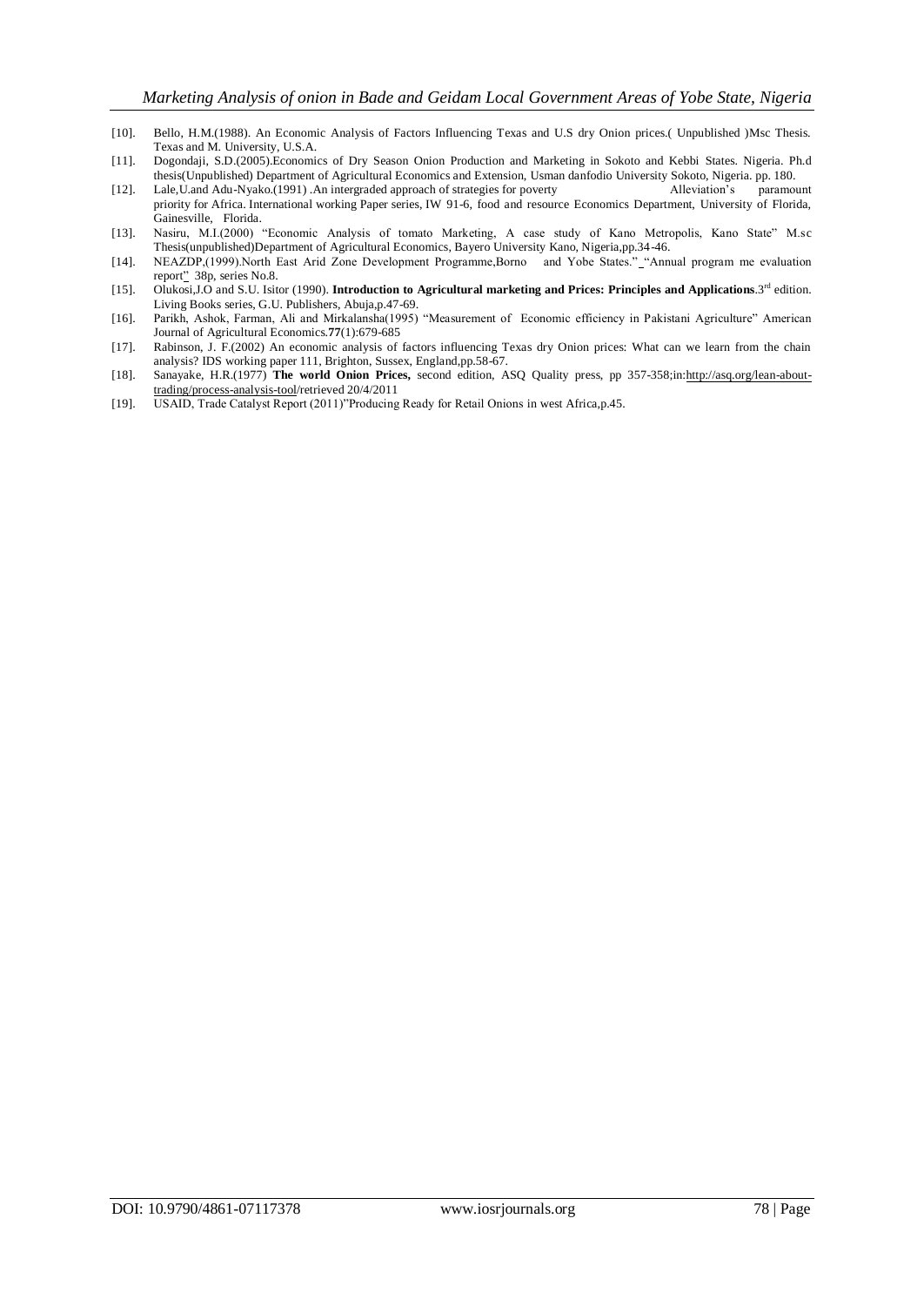[10]. Bello, H.M.(1988). An Economic Analysis of Factors Influencing Texas and U.S dry Onion prices.( Unpublished )Msc Thesis. Texas and M. University, U.S.A.

[11]. Dogondaji, S.D.(2005).Economics of Dry Season Onion Production and Marketing in Sokoto and Kebbi States. Nigeria. Ph.d thesis(Unpublished) Department of Agricultural Economics and Extension, Usman danfodio University Sokoto, Nigeria. pp. 180.

[12]. Lale,U.and Adu-Nyako.(1991) .An intergraded approach of strategies for poverty Alleviation's paramount priority for Africa. International working Paper series, IW 91-6, food and resource Economics Department, University of Florida, Gainesville, Florida.

[13]. Nasiru, M.I.(2000) "Economic Analysis of tomato Marketing, A case study of Kano Metropolis, Kano State" M.sc Thesis(unpublished)Department of Agricultural Economics, Bayero University Kano, Nigeria,pp.34-46.

[14]. NEAZDP,(1999).North East Arid Zone Development Programme,Borno and Yobe States." "Annual program me evaluation report" 38p, series No.8.

[15]. Olukosi,J.O and S.U. Isitor (1990). **Introduction to Agricultural marketing and Prices: Principles and Applications**.3rd edition. Living Books series, G.U. Publishers, Abuja,p.47-69.

[16]. Parikh, Ashok, Farman, Ali and Mirkalansha(1995) "Measurement of Economic efficiency in Pakistani Agriculture" American Journal of Agricultural Economics.**77**(1):679-685

[17]. Rabinson, J. F.(2002) An economic analysis of factors influencing Texas dry Onion prices: What can we learn from the chain analysis? IDS working paper 111, Brighton, Sussex, England,pp.58-67.

[18]. Sanayake, H.R.(1977) **The world Onion Prices,** second edition, ASQ Quality press, pp 357-358;in:http://asq.org/lean-about-trading/process-analysis-tool/retrieved 20/4/2011

[19]. USAID, Trade Catalyst Report (2011)"Producing Ready for Retail Onions in west Africa,p.45.